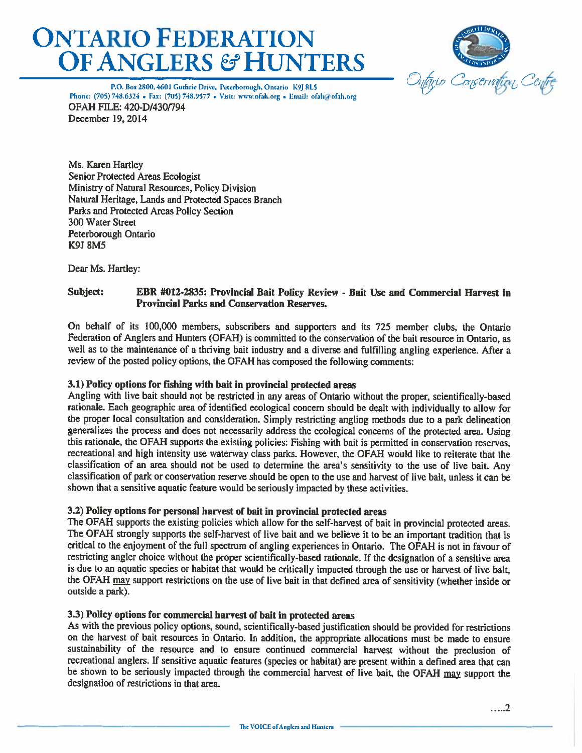# ONTARIO FEDERATION OF ANGLERS & HUNTERS

Ontario Conservation Centre

P.O. Box 2800, 4601 Guthrie Drive, Peterborough, Ontario K9J 8L5
Phone: (705) 748.6324 • Fax: (705) 748.9577 • Visit: www.ofah.org • Email: ofah@ofah.org

OFAH FILE: 420-D/430/794
December 19, 2014

Ms. Karen Hartley
Senior Protected Areas Ecologist
Ministry of Natural Resources, Policy Division
Natural Heritage, Lands and Protected Spaces Branch
Parks and Protected Areas Policy Section
300 Water Street
Peterborough Ontario
K9J 8M5

Dear Ms. Hartley:

**Subject: EBR #012-2835: Provincial Bait Policy Review - Bait Use and Commercial Harvest in Provincial Parks and Conservation Reserves.**

On behalf of its 100,000 members, subscribers and supporters and its 725 member clubs, the Ontario Federation of Anglers and Hunters (OFAH) is committed to the conservation of the bait resource in Ontario, as well as to the maintenance of a thriving bait industry and a diverse and fulfilling angling experience. After a review of the posted policy options, the OFAH has composed the following comments:

### 3.1) Policy options for fishing with bait in provincial protected areas

Angling with live bait should not be restricted in any areas of Ontario without the proper, scientifically-based rationale. Each geographic area of identified ecological concern should be dealt with individually to allow for the proper local consultation and consideration. Simply restricting angling methods due to a park delineation generalizes the process and does not necessarily address the ecological concerns of the protected area. Using this rationale, the OFAH supports the existing policies: Fishing with bait is permitted in conservation reserves, recreational and high intensity use waterway class parks. However, the OFAH would like to reiterate that the classification of an area should not be used to determine the area's sensitivity to the use of live bait. Any classification of park or conservation reserve should be open to the use and harvest of live bait, unless it can be shown that a sensitive aquatic feature would be seriously impacted by these activities.

### 3.2) Policy options for personal harvest of bait in provincial protected areas

The OFAH supports the existing policies which allow for the self-harvest of bait in provincial protected areas. The OFAH strongly supports the self-harvest of live bait and we believe it to be an important tradition that is critical to the enjoyment of the full spectrum of angling experiences in Ontario. The OFAH is not in favour of restricting angler choice without the proper scientifically-based rationale. If the designation of a sensitive area is due to an aquatic species or habitat that would be critically impacted through the use or harvest of live bait, the OFAH <u>may</u> support restrictions on the use of live bait in that defined area of sensitivity (whether inside or outside a park).

### 3.3) Policy options for commercial harvest of bait in protected areas

As with the previous policy options, sound, scientifically-based justification should be provided for restrictions on the harvest of bait resources in Ontario. In addition, the appropriate allocations must be made to ensure sustainability of the resource and to ensure continued commercial harvest without the preclusion of recreational anglers. If sensitive aquatic features (species or habitat) are present within a defined area that can be shown to be seriously impacted through the commercial harvest of live bait, the OFAH <u>may</u> support the designation of restrictions in that area.

.....2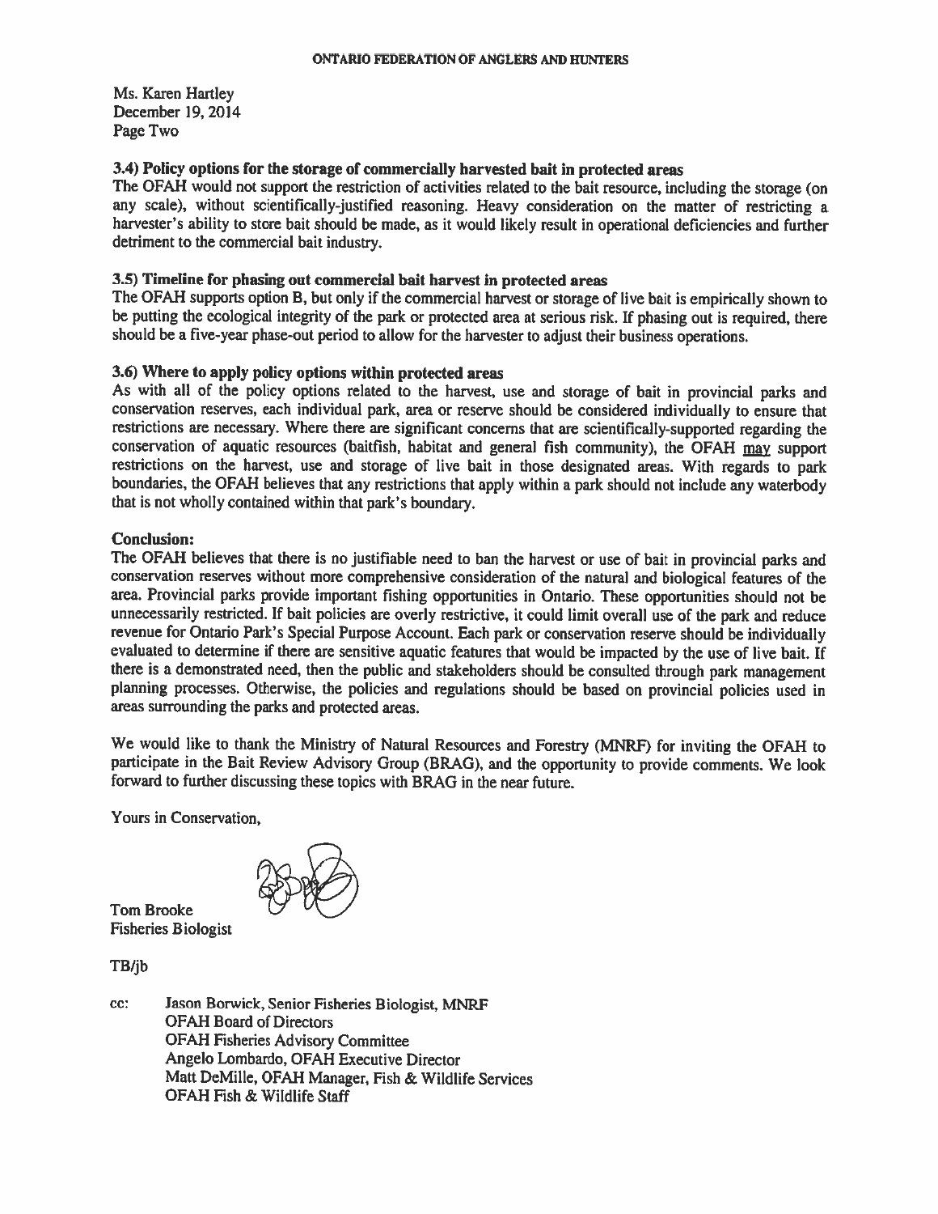Ms. Karen Hartley
December 19, 2014
Page Two

**3.4) Policy options for the storage of commercially harvested bait in protected areas**

The OFAH would not support the restriction of activities related to the bait resource, including the storage (on any scale), without scientifically-justified reasoning. Heavy consideration on the matter of restricting a harvester's ability to store bait should be made, as it would likely result in operational deficiencies and further detriment to the commercial bait industry.

**3.5) Timeline for phasing out commercial bait harvest in protected areas**

The OFAH supports option B, but only if the commercial harvest or storage of live bait is empirically shown to be putting the ecological integrity of the park or protected area at serious risk. If phasing out is required, there should be a five-year phase-out period to allow for the harvester to adjust their business operations.

**3.6) Where to apply policy options within protected areas**

As with all of the policy options related to the harvest, use and storage of bait in provincial parks and conservation reserves, each individual park, area or reserve should be considered individually to ensure that restrictions are necessary. Where there are significant concerns that are scientifically-supported regarding the conservation of aquatic resources (baitfish, habitat and general fish community), the OFAH <u>may</u> support restrictions on the harvest, use and storage of live bait in those designated areas. With regards to park boundaries, the OFAH believes that any restrictions that apply within a park should not include any waterbody that is not wholly contained within that park's boundary.

**Conclusion:**

The OFAH believes that there is no justifiable need to ban the harvest or use of bait in provincial parks and conservation reserves without more comprehensive consideration of the natural and biological features of the area. Provincial parks provide important fishing opportunities in Ontario. These opportunities should not be unnecessarily restricted. If bait policies are overly restrictive, it could limit overall use of the park and reduce revenue for Ontario Park's Special Purpose Account. Each park or conservation reserve should be individually evaluated to determine if there are sensitive aquatic features that would be impacted by the use of live bait. If there is a demonstrated need, then the public and stakeholders should be consulted through park management planning processes. Otherwise, the policies and regulations should be based on provincial policies used in areas surrounding the parks and protected areas.

We would like to thank the Ministry of Natural Resources and Forestry (MNRF) for inviting the OFAH to participate in the Bait Review Advisory Group (BRAG), and the opportunity to provide comments. We look forward to further discussing these topics with BRAG in the near future.

Yours in Conservation,

Tom Brooke
Fisheries Biologist

TB/jb

cc: Jason Borwick, Senior Fisheries Biologist, MNRF
OFAH Board of Directors
OFAH Fisheries Advisory Committee
Angelo Lombardo, OFAH Executive Director
Matt DeMille, OFAH Manager, Fish & Wildlife Services
OFAH Fish & Wildlife Staff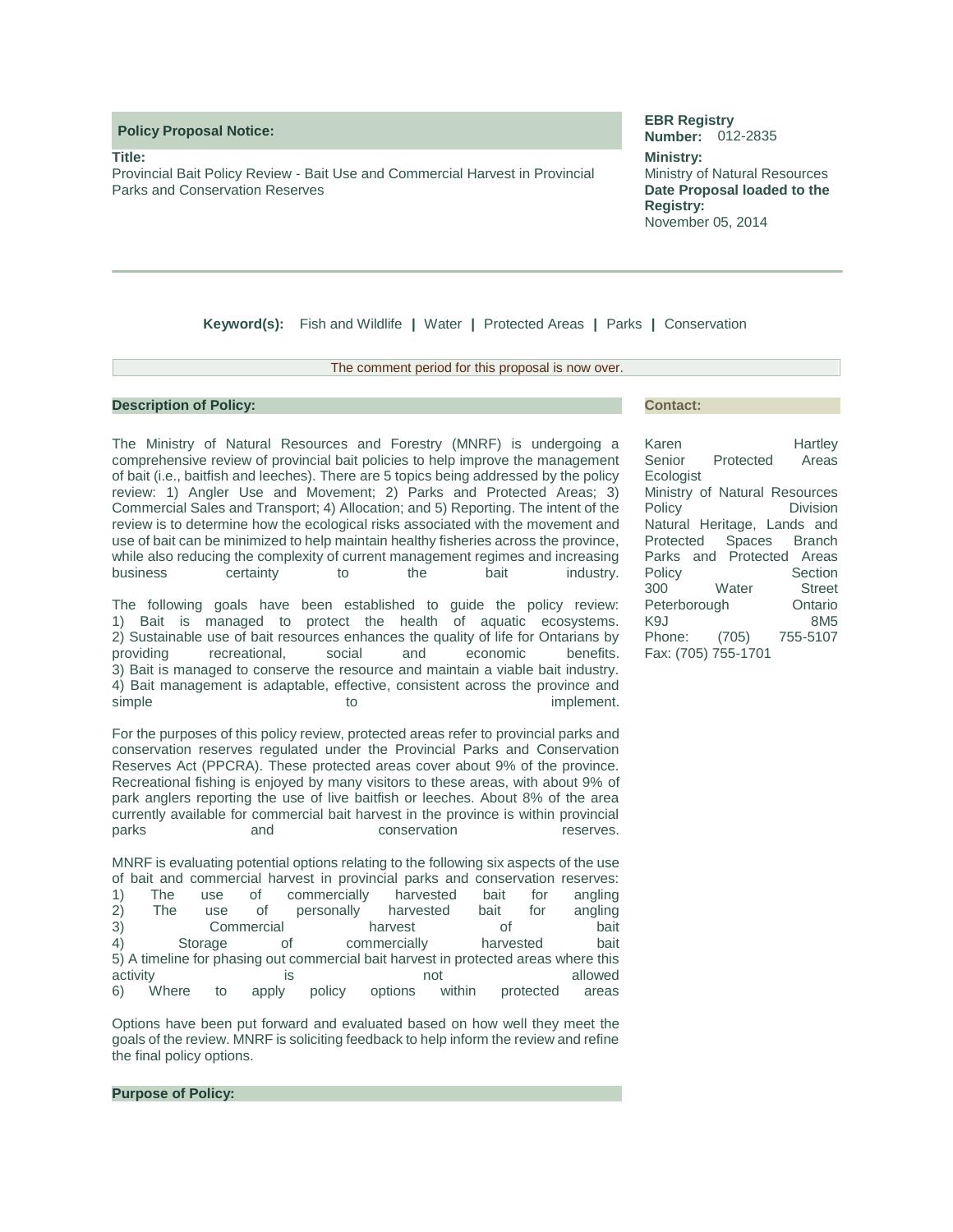**Policy Proposal Notice:**

**Title:**
Provincial Bait Policy Review - Bait Use and Commercial Harvest in Provincial Parks and Conservation Reserves

**EBR Registry Number:** 012-2835

**Ministry:**
Ministry of Natural Resources

**Date Proposal loaded to the Registry:**
November 05, 2014

---

**Keyword(s):** Fish and Wildlife | Water | Protected Areas | Parks | Conservation

The comment period for this proposal is now over.

**Description of Policy:**

The Ministry of Natural Resources and Forestry (MNRF) is undergoing a comprehensive review of provincial bait policies to help improve the management of bait (i.e., baitfish and leeches). There are 5 topics being addressed by the policy review: 1) Angler Use and Movement; 2) Parks and Protected Areas; 3) Commercial Sales and Transport; 4) Allocation; and 5) Reporting. The intent of the review is to determine how the ecological risks associated with the movement and use of bait can be minimized to help maintain healthy fisheries across the province, while also reducing the complexity of current management regimes and increasing business certainty to the bait industry.

The following goals have been established to guide the policy review:
1) Bait is managed to protect the health of aquatic ecosystems.
2) Sustainable use of bait resources enhances the quality of life for Ontarians by providing recreational, social and economic benefits.
3) Bait is managed to conserve the resource and maintain a viable bait industry.
4) Bait management is adaptable, effective, consistent across the province and simple to implement.

For the purposes of this policy review, protected areas refer to provincial parks and conservation reserves regulated under the Provincial Parks and Conservation Reserves Act (PPCRA). These protected areas cover about 9% of the province. Recreational fishing is enjoyed by many visitors to these areas, with about 9% of park anglers reporting the use of live baitfish or leeches. About 8% of the area currently available for commercial bait harvest in the province is within provincial parks and conservation reserves.

MNRF is evaluating potential options relating to the following six aspects of the use of bait and commercial harvest in provincial parks and conservation reserves:
1) The use of commercially harvested bait for angling
2) The use of personally harvested bait for angling
3) Commercial harvest of bait
4) Storage of commercially harvested bait
5) A timeline for phasing out commercial bait harvest in protected areas where this activity is not allowed
6) Where to apply policy options within protected areas

Options have been put forward and evaluated based on how well they meet the goals of the review. MNRF is soliciting feedback to help inform the review and refine the final policy options.

**Contact:**

Karen Hartley
Senior Protected Areas Ecologist
Ministry of Natural Resources
Policy Division
Natural Heritage, Lands and Protected Spaces Branch
Parks and Protected Areas Policy Section
300 Water Street
Peterborough Ontario
K9J 8M5
Phone: (705) 755-5107
Fax: (705) 755-1701

**Purpose of Policy:**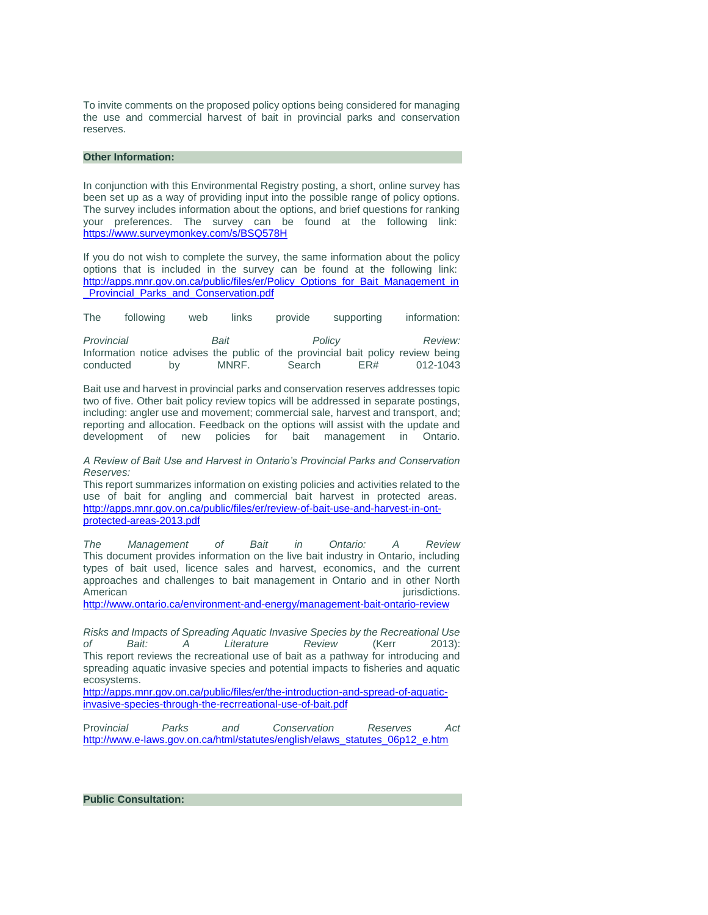To invite comments on the proposed policy options being considered for managing the use and commercial harvest of bait in provincial parks and conservation reserves.

## Other Information:

In conjunction with this Environmental Registry posting, a short, online survey has been set up as a way of providing input into the possible range of policy options. The survey includes information about the options, and brief questions for ranking your preferences. The survey can be found at the following link: https://www.surveymonkey.com/s/BSQ578H

If you do not wish to complete the survey, the same information about the policy options that is included in the survey can be found at the following link: http://apps.mnr.gov.on.ca/public/files/er/Policy_Options_for_Bait_Management_in_Provincial_Parks_and_Conservation.pdf

The following web links provide supporting information:

*Provincial Bait Policy Review:*
Information notice advises the public of the provincial bait policy review being conducted by MNRF. Search ER# 012-1043

Bait use and harvest in provincial parks and conservation reserves addresses topic two of five. Other bait policy review topics will be addressed in separate postings, including: angler use and movement; commercial sale, harvest and transport, and; reporting and allocation. Feedback on the options will assist with the update and development of new policies for bait management in Ontario.

*A Review of Bait Use and Harvest in Ontario's Provincial Parks and Conservation Reserves:*
This report summarizes information on existing policies and activities related to the use of bait for angling and commercial bait harvest in protected areas. http://apps.mnr.gov.on.ca/public/files/er/review-of-bait-use-and-harvest-in-ont-protected-areas-2013.pdf

*The Management of Bait in Ontario: A Review*
This document provides information on the live bait industry in Ontario, including types of bait used, licence sales and harvest, economics, and the current approaches and challenges to bait management in Ontario and in other North American jurisdictions.
http://www.ontario.ca/environment-and-energy/management-bait-ontario-review

*Risks and Impacts of Spreading Aquatic Invasive Species by the Recreational Use of Bait: A Literature Review* (Kerr 2013):
This report reviews the recreational use of bait as a pathway for introducing and spreading aquatic invasive species and potential impacts to fisheries and aquatic ecosystems.
http://apps.mnr.gov.on.ca/public/files/er/the-introduction-and-spread-of-aquatic-invasive-species-through-the-recrreational-use-of-bait.pdf

Provincial Parks and Conservation Reserves Act
http://www.e-laws.gov.on.ca/html/statutes/english/elaws_statutes_06p12_e.htm

## Public Consultation: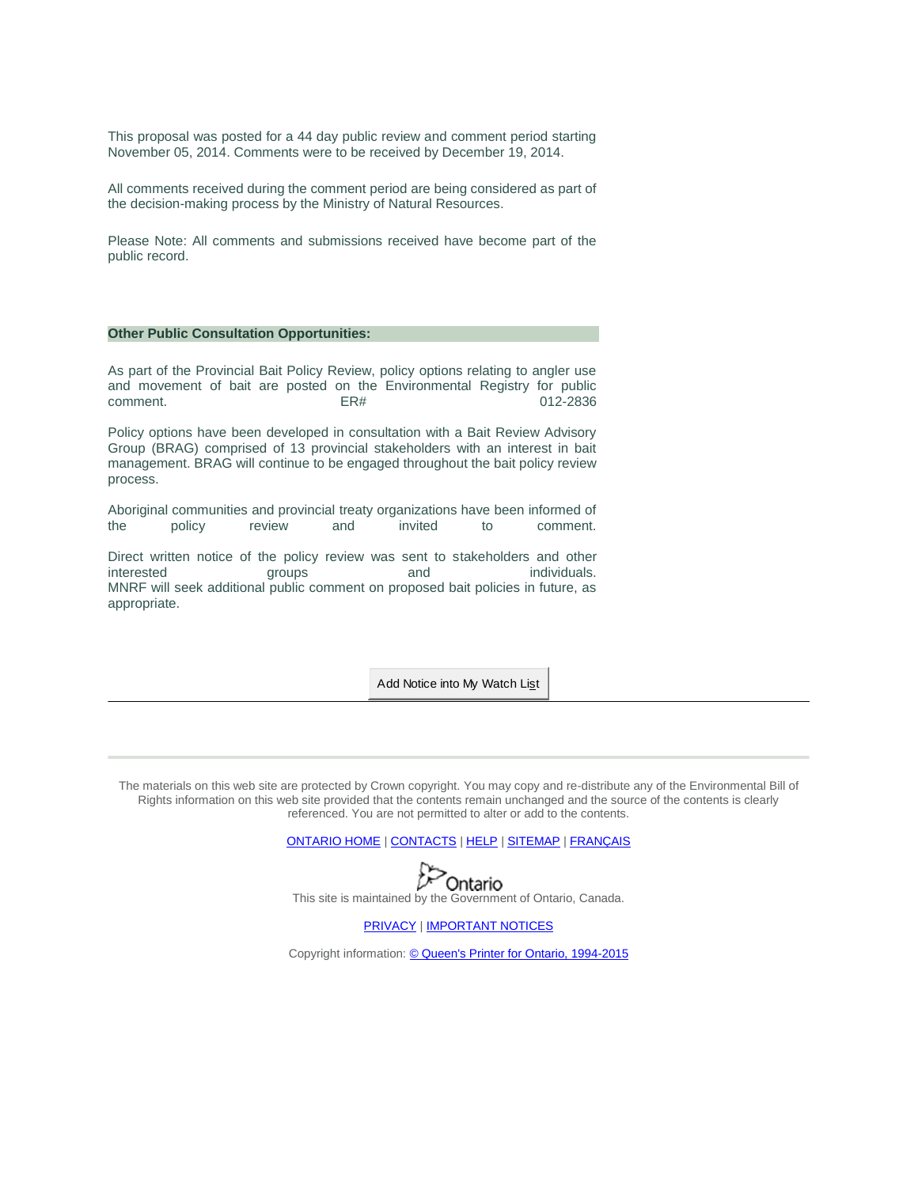This proposal was posted for a 44 day public review and comment period starting November 05, 2014. Comments were to be received by December 19, 2014.

All comments received during the comment period are being considered as part of the decision-making process by the Ministry of Natural Resources.

Please Note: All comments and submissions received have become part of the public record.

**Other Public Consultation Opportunities:**

As part of the Provincial Bait Policy Review, policy options relating to angler use and movement of bait are posted on the Environmental Registry for public comment. ER# 012-2836

Policy options have been developed in consultation with a Bait Review Advisory Group (BRAG) comprised of 13 provincial stakeholders with an interest in bait management. BRAG will continue to be engaged throughout the bait policy review process.

Aboriginal communities and provincial treaty organizations have been informed of the policy review and invited to comment.

Direct written notice of the policy review was sent to stakeholders and other interested groups and individuals.
MNRF will seek additional public comment on proposed bait policies in future, as appropriate.

Add Notice into My Watch List

---

The materials on this web site are protected by Crown copyright. You may copy and re-distribute any of the Environmental Bill of Rights information on this web site provided that the contents remain unchanged and the source of the contents is clearly referenced. You are not permitted to alter or add to the contents.

ONTARIO HOME | CONTACTS | HELP | SITEMAP | FRANÇAIS

Ontario

This site is maintained by the Government of Ontario, Canada.

PRIVACY | IMPORTANT NOTICES

Copyright information: © Queen's Printer for Ontario, 1994-2015